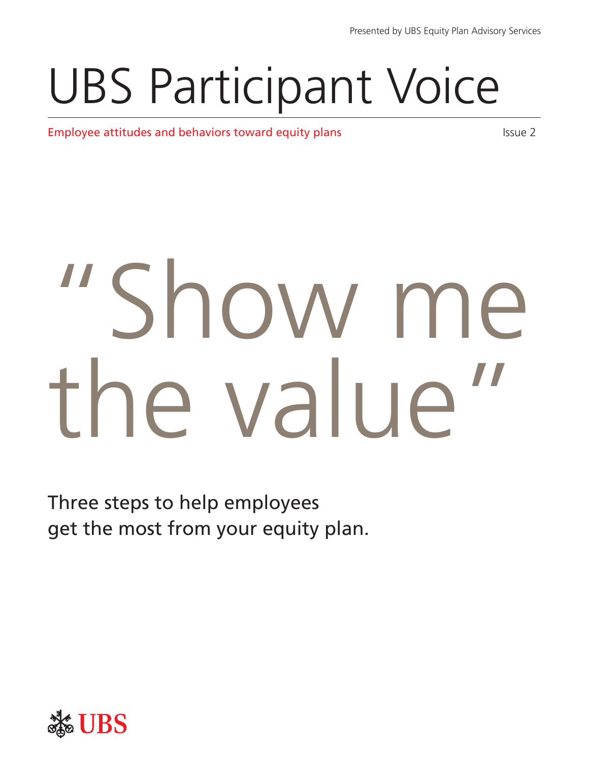Presented by UBS Equity Plan Advisory Services

# UBS Participant Voice

Employee attitudes and behaviors toward equity plans

Issue 2

# "Show me the value"

Three steps to help employees get the most from your equity plan.

UBS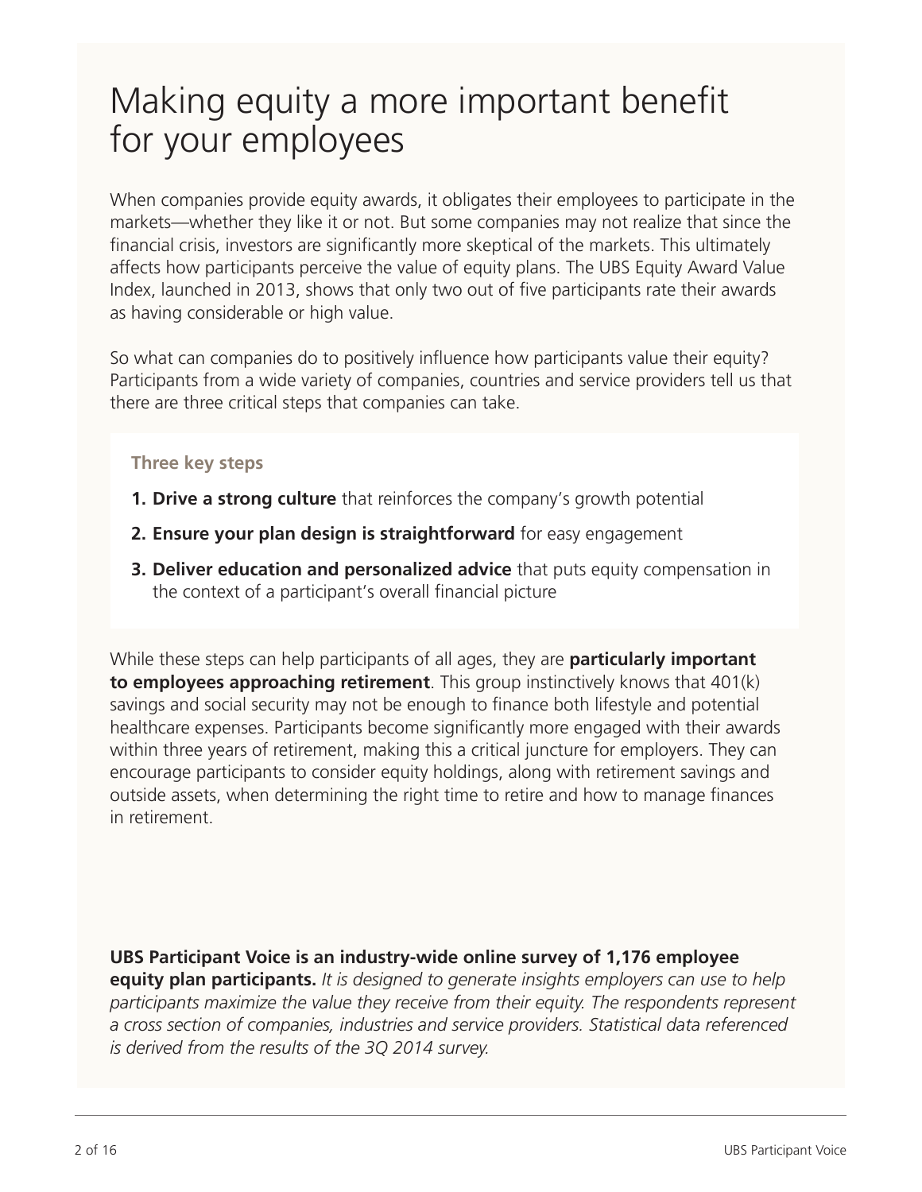# Making equity a more important benefit for your employees

When companies provide equity awards, it obligates their employees to participate in the markets—whether they like it or not. But some companies may not realize that since the financial crisis, investors are significantly more skeptical of the markets. This ultimately affects how participants perceive the value of equity plans. The UBS Equity Award Value Index, launched in 2013, shows that only two out of five participants rate their awards as having considerable or high value.

So what can companies do to positively influence how participants value their equity? Participants from a wide variety of companies, countries and service providers tell us that there are three critical steps that companies can take.

### Three key steps

1. **Drive a strong culture** that reinforces the company's growth potential
2. **Ensure your plan design is straightforward** for easy engagement
3. **Deliver education and personalized advice** that puts equity compensation in the context of a participant's overall financial picture

While these steps can help participants of all ages, they are **particularly important to employees approaching retirement**. This group instinctively knows that 401(k) savings and social security may not be enough to finance both lifestyle and potential healthcare expenses. Participants become significantly more engaged with their awards within three years of retirement, making this a critical juncture for employers. They can encourage participants to consider equity holdings, along with retirement savings and outside assets, when determining the right time to retire and how to manage finances in retirement.

**UBS Participant Voice is an industry-wide online survey of 1,176 employee equity plan participants.** *It is designed to generate insights employers can use to help participants maximize the value they receive from their equity. The respondents represent a cross section of companies, industries and service providers. Statistical data referenced is derived from the results of the 3Q 2014 survey.*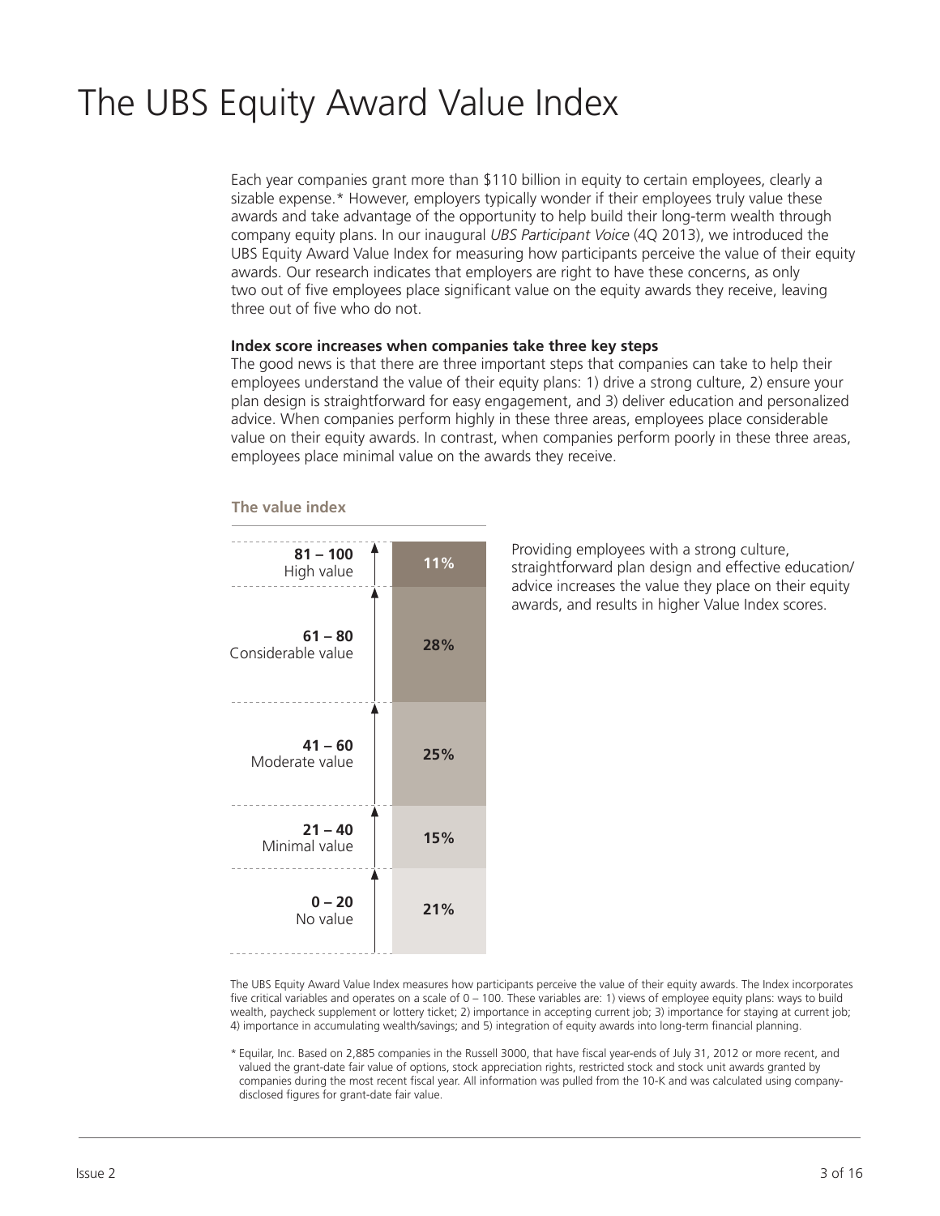# The UBS Equity Award Value Index

Each year companies grant more than $110 billion in equity to certain employees, clearly a sizable expense.* However, employers typically wonder if their employees truly value these awards and take advantage of the opportunity to help build their long-term wealth through company equity plans. In our inaugural *UBS Participant Voice* (4Q 2013), we introduced the UBS Equity Award Value Index for measuring how participants perceive the value of their equity awards. Our research indicates that employers are right to have these concerns, as only two out of five employees place significant value on the equity awards they receive, leaving three out of five who do not.

**Index score increases when companies take three key steps**

The good news is that there are three important steps that companies can take to help their employees understand the value of their equity plans: 1) drive a strong culture, 2) ensure your plan design is straightforward for easy engagement, and 3) deliver education and personalized advice. When companies perform highly in these three areas, employees place considerable value on their equity awards. In contrast, when companies perform poorly in these three areas, employees place minimal value on the awards they receive.

**The value index**

| Score range | Percentage |
| --- | --- |
| **81 – 100** High value | 11% |
| **61 – 80** Considerable value | 28% |
| **41 – 60** Moderate value | 25% |
| **21 – 40** Minimal value | 15% |
| **0 – 20** No value | 21% |

Providing employees with a strong culture, straightforward plan design and effective education/advice increases the value they place on their equity awards, and results in higher Value Index scores.

The UBS Equity Award Value Index measures how participants perceive the value of their equity awards. The Index incorporates five critical variables and operates on a scale of 0 – 100. These variables are: 1) views of employee equity plans: ways to build wealth, paycheck supplement or lottery ticket; 2) importance in accepting current job; 3) importance for staying at current job; 4) importance in accumulating wealth/savings; and 5) integration of equity awards into long-term financial planning.

\* Equilar, Inc. Based on 2,885 companies in the Russell 3000, that have fiscal year-ends of July 31, 2012 or more recent, and valued the grant-date fair value of options, stock appreciation rights, restricted stock and stock unit awards granted by companies during the most recent fiscal year. All information was pulled from the 10-K and was calculated using company-disclosed figures for grant-date fair value.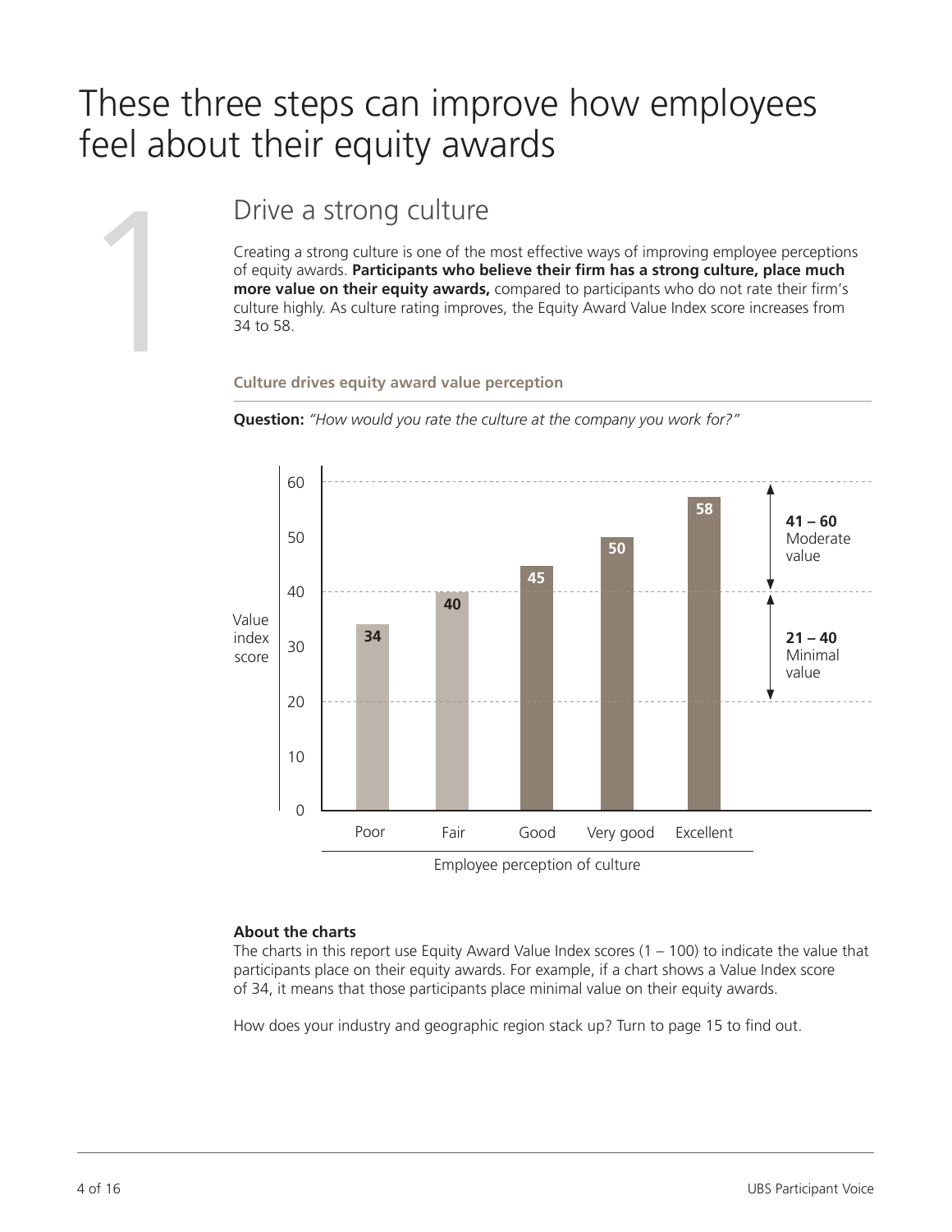# These three steps can improve how employees feel about their equity awards

## 1 Drive a strong culture

Creating a strong culture is one of the most effective ways of improving employee perceptions of equity awards. **Participants who believe their firm has a strong culture, place much more value on their equity awards,** compared to participants who do not rate their firm's culture highly. As culture rating improves, the Equity Award Value Index score increases from 34 to 58.

**Culture drives equity award value perception**

**Question:** *"How would you rate the culture at the company you work for?"*

| Employee perception of culture | Value index score |
|---|---|
| Poor | 34 |
| Fair | 40 |
| Good | 45 |
| Very good | 50 |
| Excellent | 58 |

**41 – 60** Moderate value

**21 – 40** Minimal value

**About the charts**

The charts in this report use Equity Award Value Index scores (1 – 100) to indicate the value that participants place on their equity awards. For example, if a chart shows a Value Index score of 34, it means that those participants place minimal value on their equity awards.

How does your industry and geographic region stack up? Turn to page 15 to find out.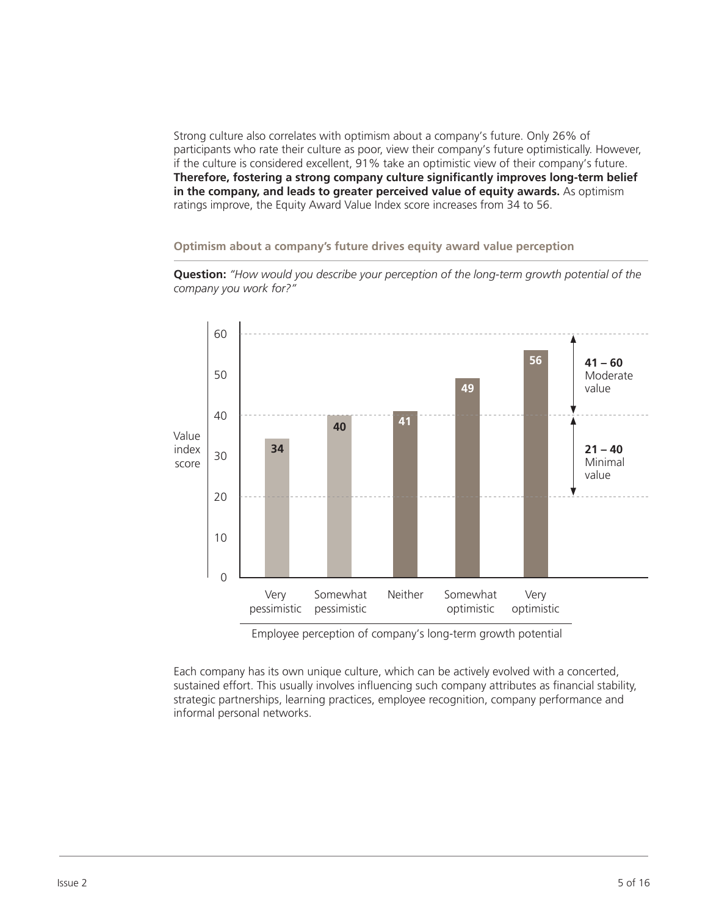Strong culture also correlates with optimism about a company's future. Only 26% of participants who rate their culture as poor, view their company's future optimistically. However, if the culture is considered excellent, 91% take an optimistic view of their company's future. **Therefore, fostering a strong company culture significantly improves long-term belief in the company, and leads to greater perceived value of equity awards.** As optimism ratings improve, the Equity Award Value Index score increases from 34 to 56.

**Optimism about a company's future drives equity award value perception**

**Question:** *"How would you describe your perception of the long-term growth potential of the company you work for?"*

| Employee perception of company's long-term growth potential | Value index score |
| --- | --- |
| Very pessimistic | 34 |
| Somewhat pessimistic | 40 |
| Neither | 41 |
| Somewhat optimistic | 49 |
| Very optimistic | 56 |

**41 – 60** Moderate value

**21 – 40** Minimal value

Each company has its own unique culture, which can be actively evolved with a concerted, sustained effort. This usually involves influencing such company attributes as financial stability, strategic partnerships, learning practices, employee recognition, company performance and informal personal networks.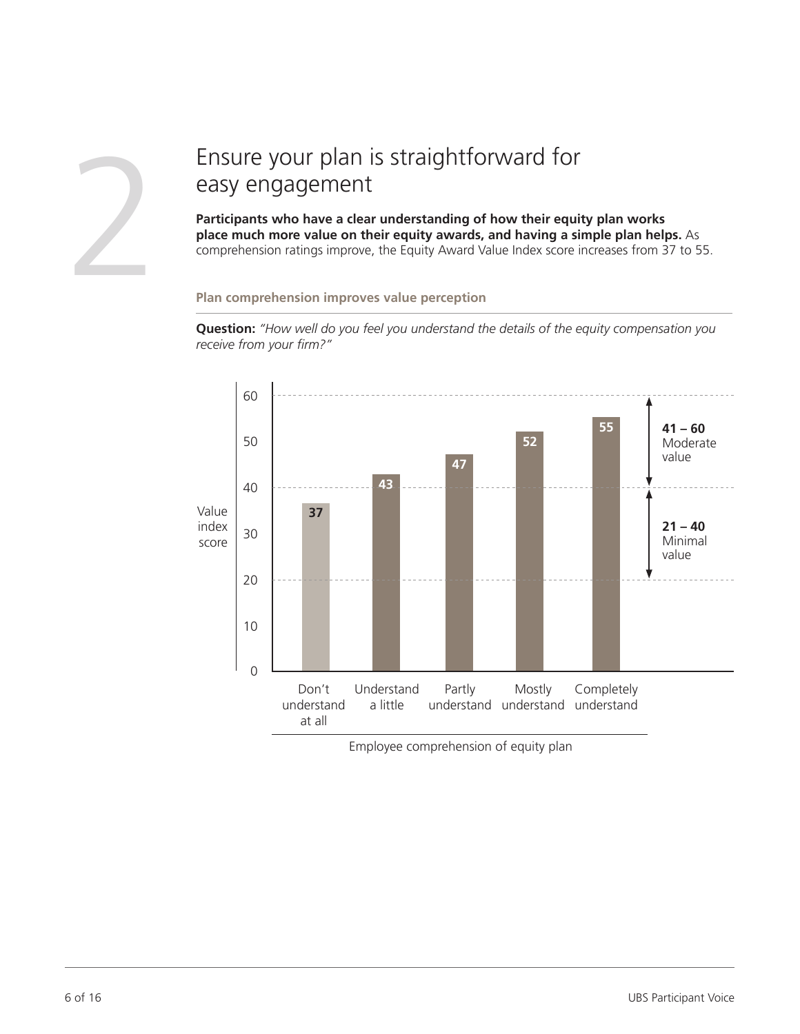# 2

## Ensure your plan is straightforward for easy engagement

**Participants who have a clear understanding of how their equity plan works place much more value on their equity awards, and having a simple plan helps.** As comprehension ratings improve, the Equity Award Value Index score increases from 37 to 55.

**Plan comprehension improves value perception**

**Question:** *"How well do you feel you understand the details of the equity compensation you receive from your firm?"*

| Employee comprehension of equity plan | Value index score |
| --- | --- |
| Don't understand at all | 37 |
| Understand a little | 43 |
| Partly understand | 47 |
| Mostly understand | 52 |
| Completely understand | 55 |

**41 – 60** Moderate value

**21 – 40** Minimal value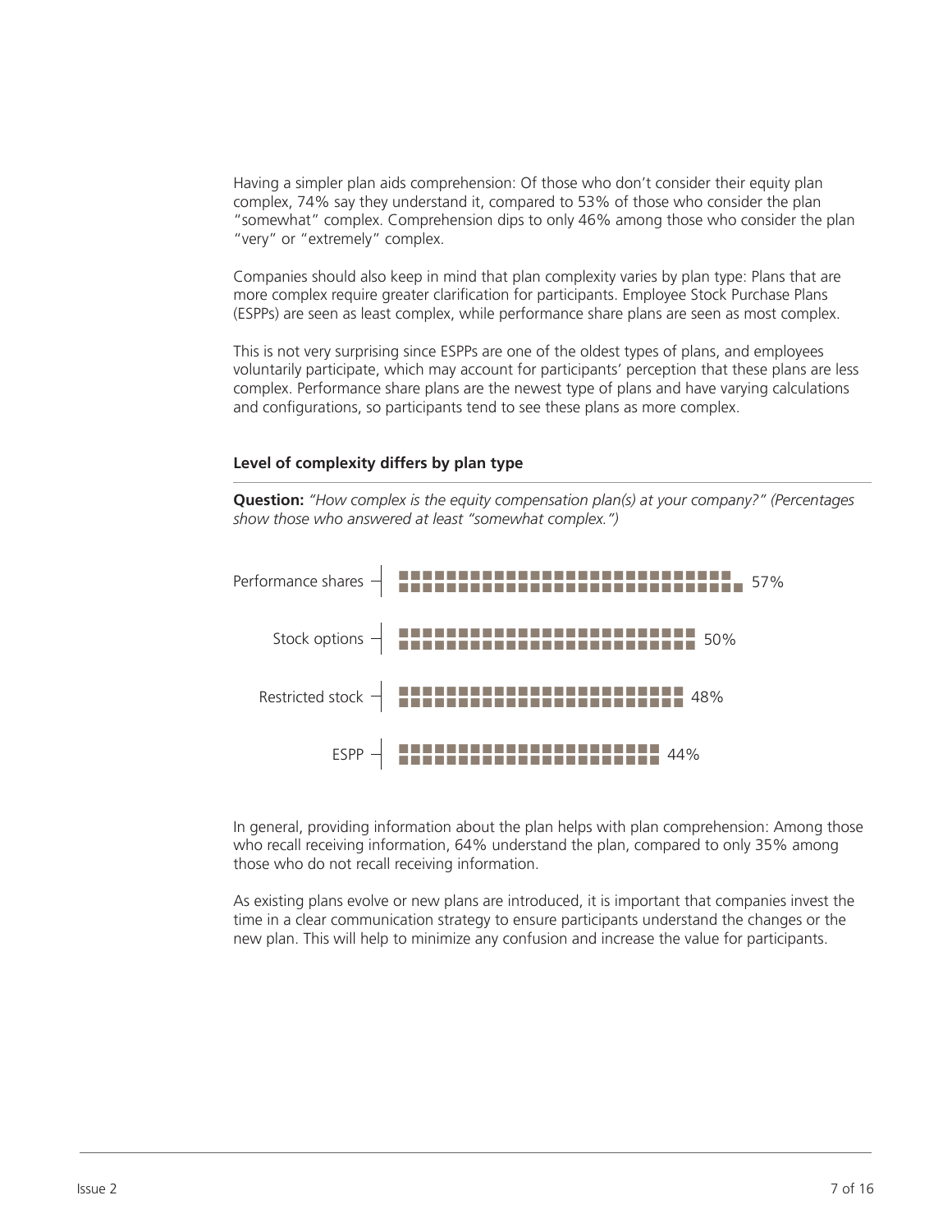Having a simpler plan aids comprehension: Of those who don't consider their equity plan complex, 74% say they understand it, compared to 53% of those who consider the plan "somewhat" complex. Comprehension dips to only 46% among those who consider the plan "very" or "extremely" complex.

Companies should also keep in mind that plan complexity varies by plan type: Plans that are more complex require greater clarification for participants. Employee Stock Purchase Plans (ESPPs) are seen as least complex, while performance share plans are seen as most complex.

This is not very surprising since ESPPs are one of the oldest types of plans, and employees voluntarily participate, which may account for participants' perception that these plans are less complex. Performance share plans are the newest type of plans and have varying calculations and configurations, so participants tend to see these plans as more complex.

**Level of complexity differs by plan type**

**Question:** *"How complex is the equity compensation plan(s) at your company?" (Percentages show those who answered at least "somewhat complex.")*

| Plan type | Percentage |
| --- | --- |
| Performance shares | 57% |
| Stock options | 50% |
| Restricted stock | 48% |
| ESPP | 44% |

In general, providing information about the plan helps with plan comprehension: Among those who recall receiving information, 64% understand the plan, compared to only 35% among those who do not recall receiving information.

As existing plans evolve or new plans are introduced, it is important that companies invest the time in a clear communication strategy to ensure participants understand the changes or the new plan. This will help to minimize any confusion and increase the value for participants.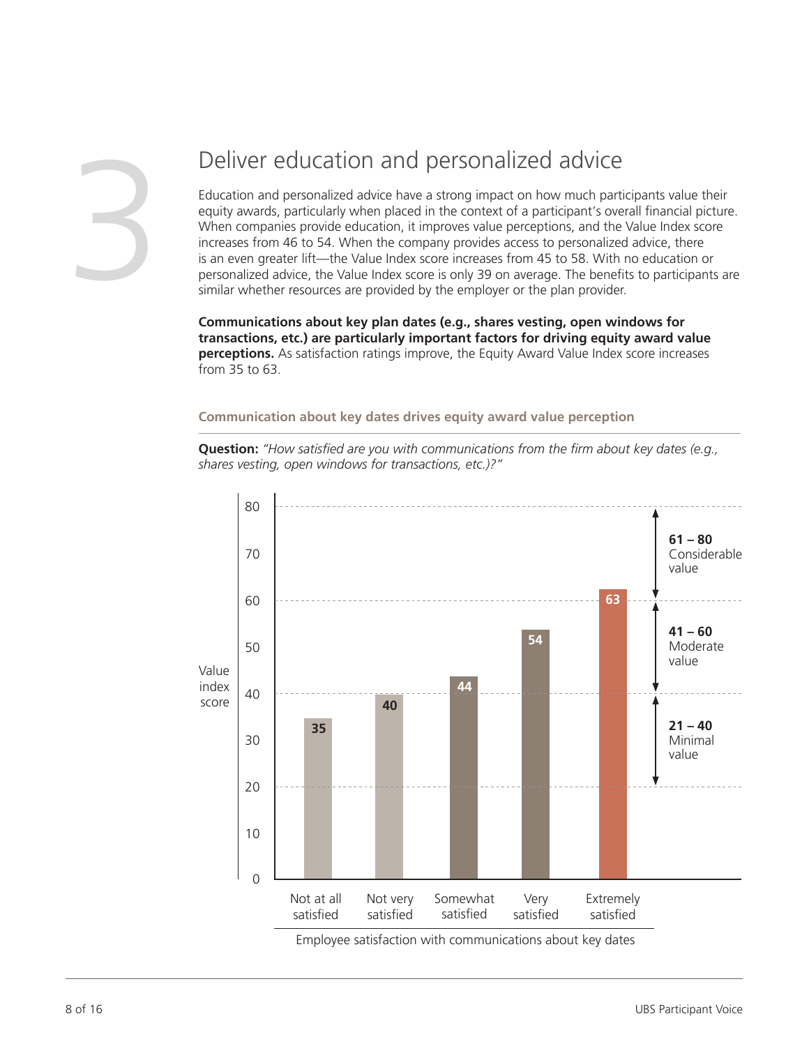# 3 Deliver education and personalized advice

Education and personalized advice have a strong impact on how much participants value their equity awards, particularly when placed in the context of a participant's overall financial picture. When companies provide education, it improves value perceptions, and the Value Index score increases from 46 to 54. When the company provides access to personalized advice, there is an even greater lift—the Value Index score increases from 45 to 58. With no education or personalized advice, the Value Index score is only 39 on average. The benefits to participants are similar whether resources are provided by the employer or the plan provider.

**Communications about key plan dates (e.g., shares vesting, open windows for transactions, etc.) are particularly important factors for driving equity award value perceptions.** As satisfaction ratings improve, the Equity Award Value Index score increases from 35 to 63.

### Communication about key dates drives equity award value perception

**Question:** *"How satisfied are you with communications from the firm about key dates (e.g., shares vesting, open windows for transactions, etc.)?"*

| Employee satisfaction with communications about key dates | Value index score |
|---|---|
| Not at all satisfied | 35 |
| Not very satisfied | 40 |
| Somewhat satisfied | 44 |
| Very satisfied | 54 |
| Extremely satisfied | 63 |

- **61 – 80** Considerable value
- **41 – 60** Moderate value
- **21 – 40** Minimal value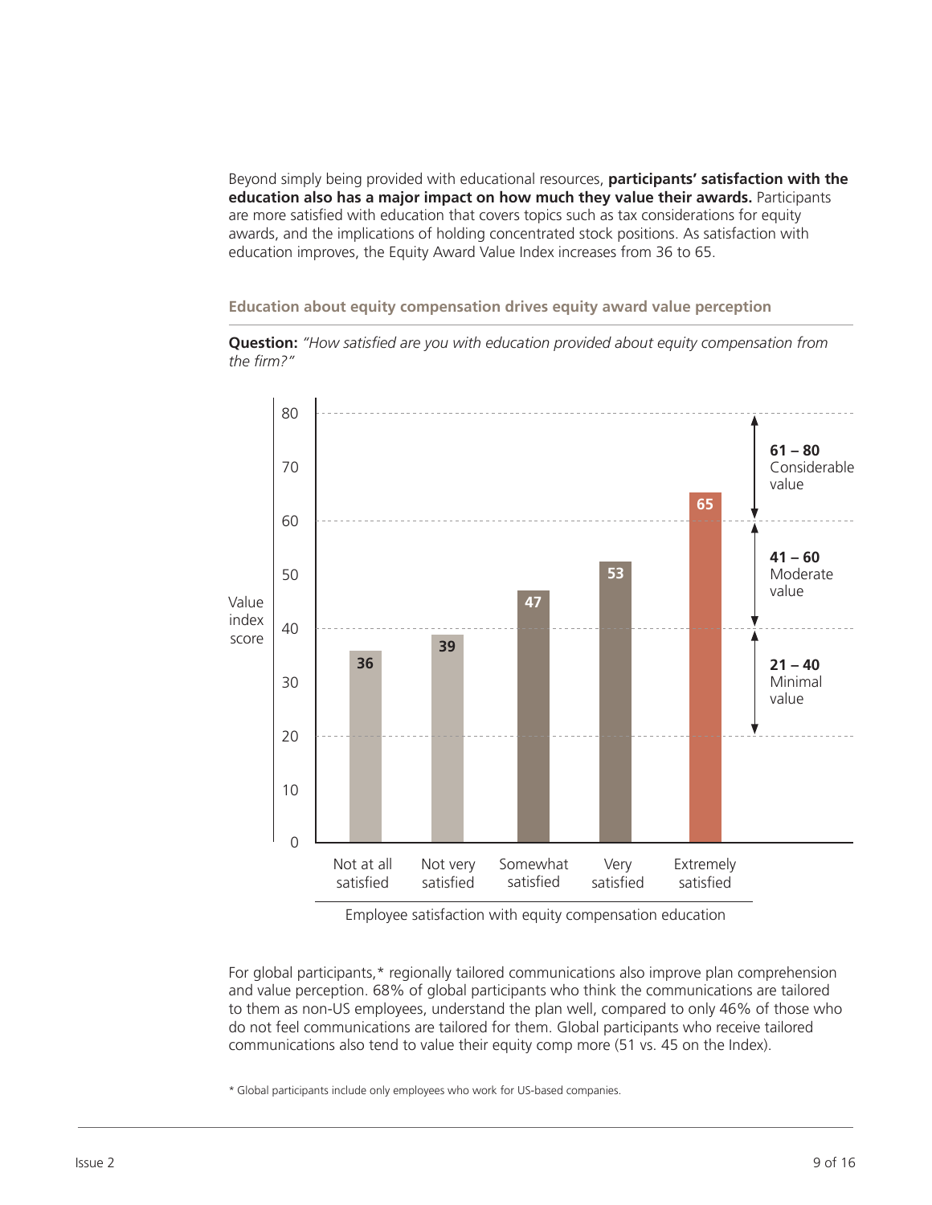Beyond simply being provided with educational resources, **participants' satisfaction with the education also has a major impact on how much they value their awards.** Participants are more satisfied with education that covers topics such as tax considerations for equity awards, and the implications of holding concentrated stock positions. As satisfaction with education improves, the Equity Award Value Index increases from 36 to 65.

**Education about equity compensation drives equity award value perception**

**Question:** *"How satisfied are you with education provided about equity compensation from the firm?"*

| Employee satisfaction with equity compensation education | Value index score |
| --- | --- |
| Not at all satisfied | 36 |
| Not very satisfied | 39 |
| Somewhat satisfied | 47 |
| Very satisfied | 53 |
| Extremely satisfied | 65 |

**61 – 80** Considerable value
**41 – 60** Moderate value
**21 – 40** Minimal value

For global participants,* regionally tailored communications also improve plan comprehension and value perception. 68% of global participants who think the communications are tailored to them as non-US employees, understand the plan well, compared to only 46% of those who do not feel communications are tailored for them. Global participants who receive tailored communications also tend to value their equity comp more (51 vs. 45 on the Index).

* Global participants include only employees who work for US-based companies.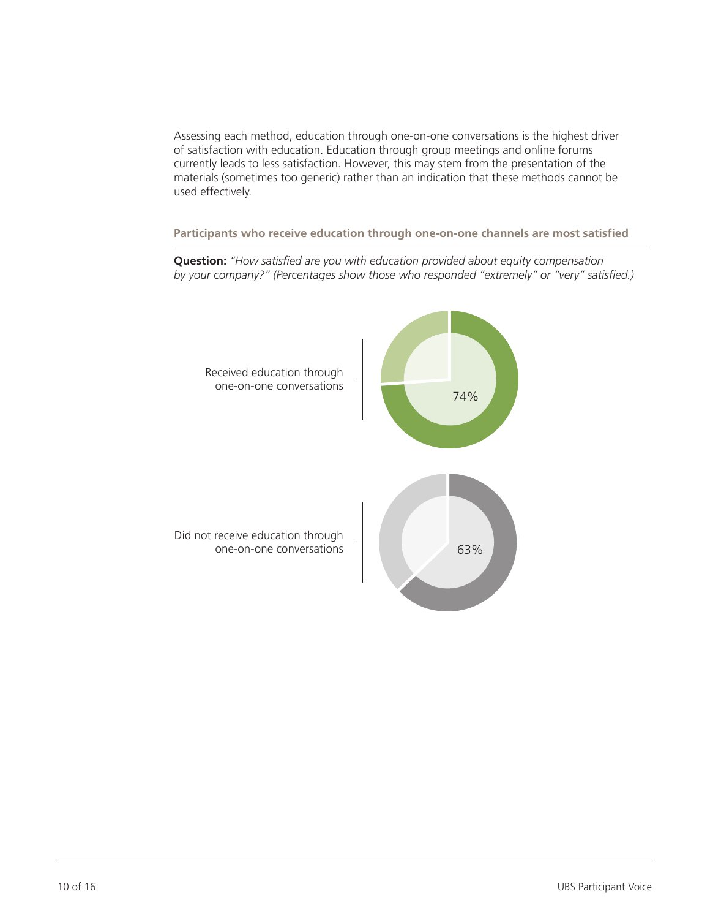Assessing each method, education through one-on-one conversations is the highest driver of satisfaction with education. Education through group meetings and online forums currently leads to less satisfaction. However, this may stem from the presentation of the materials (sometimes too generic) rather than an indication that these methods cannot be used effectively.

**Participants who receive education through one-on-one channels are most satisfied**

**Question:** *"How satisfied are you with education provided about equity compensation by your company?" (Percentages show those who responded "extremely" or "very" satisfied.)*

Received education through one-on-one conversations

74%

Did not receive education through one-on-one conversations

63%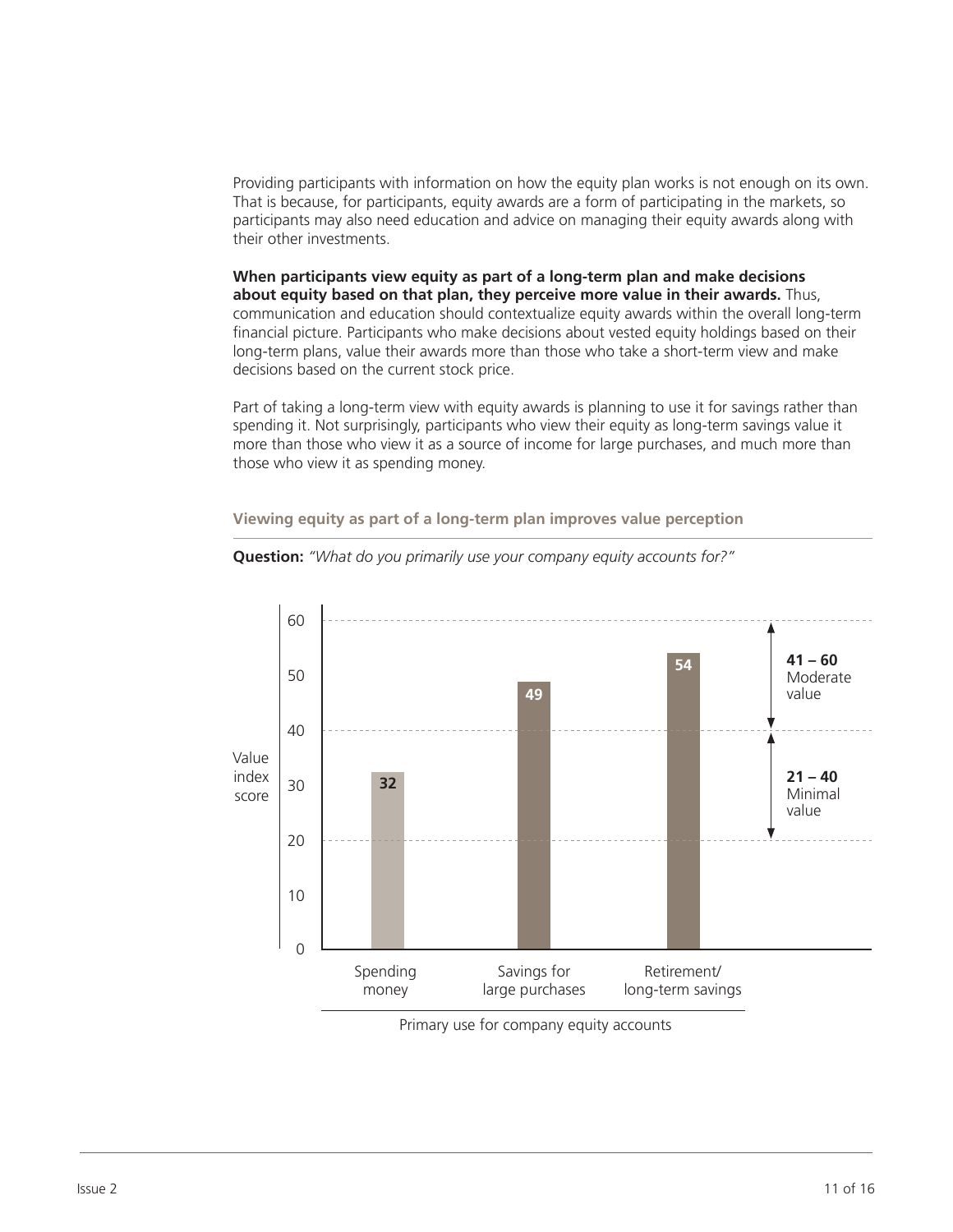Providing participants with information on how the equity plan works is not enough on its own. That is because, for participants, equity awards are a form of participating in the markets, so participants may also need education and advice on managing their equity awards along with their other investments.

**When participants view equity as part of a long-term plan and make decisions about equity based on that plan, they perceive more value in their awards.** Thus, communication and education should contextualize equity awards within the overall long-term financial picture. Participants who make decisions about vested equity holdings based on their long-term plans, value their awards more than those who take a short-term view and make decisions based on the current stock price.

Part of taking a long-term view with equity awards is planning to use it for savings rather than spending it. Not surprisingly, participants who view their equity as long-term savings value it more than those who view it as a source of income for large purchases, and much more than those who view it as spending money.

**Viewing equity as part of a long-term plan improves value perception**

**Question:** *"What do you primarily use your company equity accounts for?"*

| Primary use for company equity accounts | Value index score |
|---|---|
| Spending money | 32 |
| Savings for large purchases | 49 |
| Retirement/ long-term savings | 54 |

**41 – 60** Moderate value

**21 – 40** Minimal value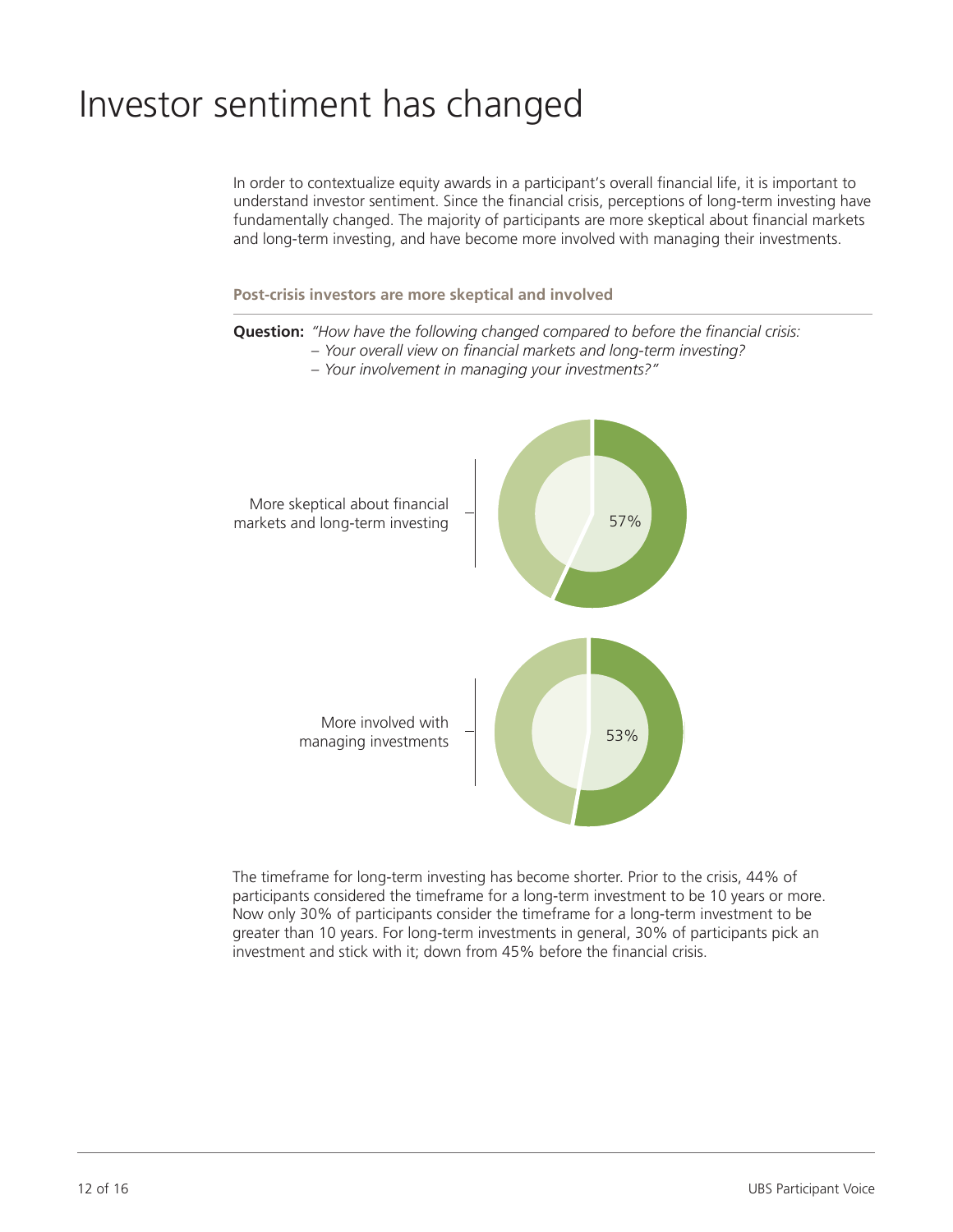# Investor sentiment has changed

In order to contextualize equity awards in a participant's overall financial life, it is important to understand investor sentiment. Since the financial crisis, perceptions of long-term investing have fundamentally changed. The majority of participants are more skeptical about financial markets and long-term investing, and have become more involved with managing their investments.

**Post-crisis investors are more skeptical and involved**

**Question:** *"How have the following changed compared to before the financial crisis:*
- *Your overall view on financial markets and long-term investing?*
- *Your involvement in managing your investments?"*

More skeptical about financial markets and long-term investing — 57%

More involved with managing investments — 53%

The timeframe for long-term investing has become shorter. Prior to the crisis, 44% of participants considered the timeframe for a long-term investment to be 10 years or more. Now only 30% of participants consider the timeframe for a long-term investment to be greater than 10 years. For long-term investments in general, 30% of participants pick an investment and stick with it; down from 45% before the financial crisis.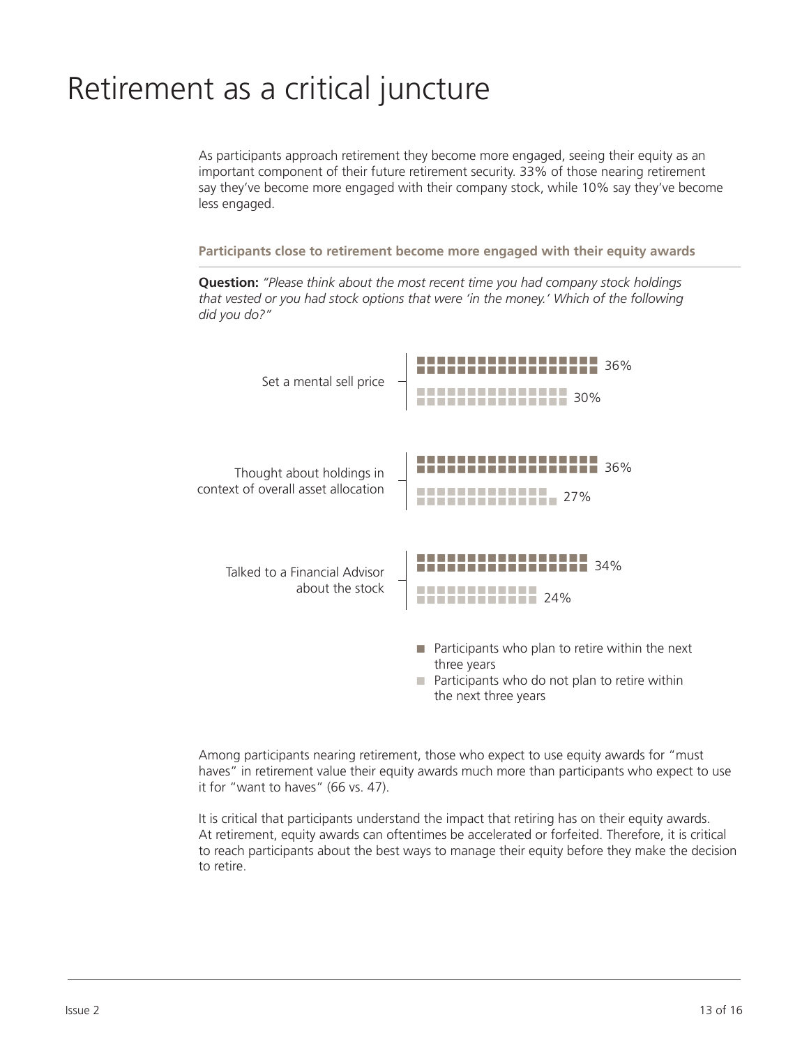# Retirement as a critical juncture

As participants approach retirement they become more engaged, seeing their equity as an important component of their future retirement security. 33% of those nearing retirement say they've become more engaged with their company stock, while 10% say they've become less engaged.

**Participants close to retirement become more engaged with their equity awards**

**Question:** *"Please think about the most recent time you had company stock holdings that vested or you had stock options that were 'in the money.' Which of the following did you do?"*

| | Participants who plan to retire within the next three years | Participants who do not plan to retire within the next three years |
|---|---|---|
| Set a mental sell price | 36% | 30% |
| Thought about holdings in context of overall asset allocation | 36% | 27% |
| Talked to a Financial Advisor about the stock | 34% | 24% |

Among participants nearing retirement, those who expect to use equity awards for "must haves" in retirement value their equity awards much more than participants who expect to use it for "want to haves" (66 vs. 47).

It is critical that participants understand the impact that retiring has on their equity awards. At retirement, equity awards can oftentimes be accelerated or forfeited. Therefore, it is critical to reach participants about the best ways to manage their equity before they make the decision to retire.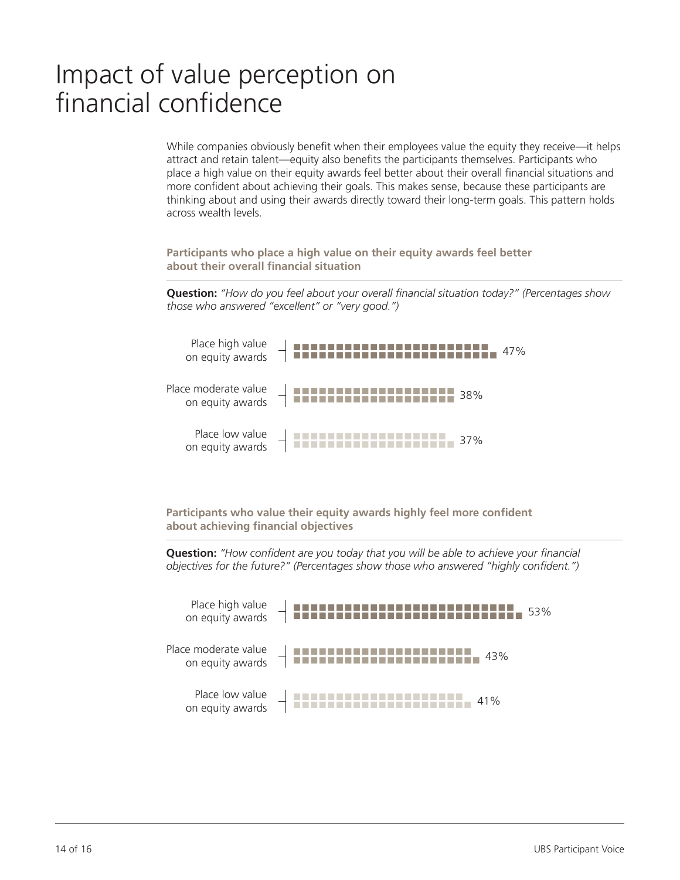# Impact of value perception on financial confidence

While companies obviously benefit when their employees value the equity they receive—it helps attract and retain talent—equity also benefits the participants themselves. Participants who place a high value on their equity awards feel better about their overall financial situations and more confident about achieving their goals. This makes sense, because these participants are thinking about and using their awards directly toward their long-term goals. This pattern holds across wealth levels.

**Participants who place a high value on their equity awards feel better about their overall financial situation**

**Question:** *"How do you feel about your overall financial situation today?" (Percentages show those who answered "excellent" or "very good.")*

| | |
|---|---|
| Place high value on equity awards | 47% |
| Place moderate value on equity awards | 38% |
| Place low value on equity awards | 37% |

**Participants who value their equity awards highly feel more confident about achieving financial objectives**

**Question:** *"How confident are you today that you will be able to achieve your financial objectives for the future?" (Percentages show those who answered "highly confident.")*

| | |
|---|---|
| Place high value on equity awards | 53% |
| Place moderate value on equity awards | 43% |
| Place low value on equity awards | 41% |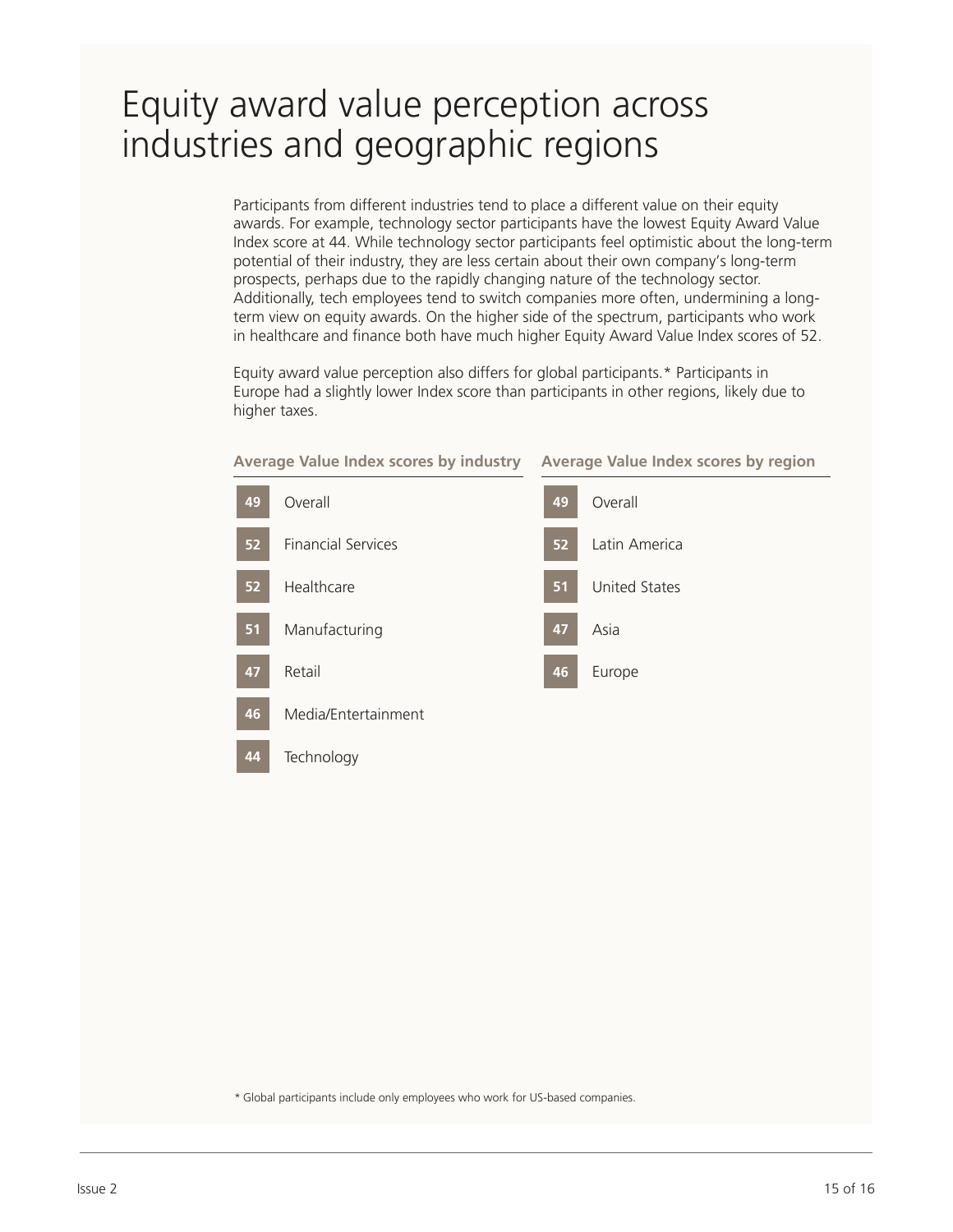# Equity award value perception across industries and geographic regions

Participants from different industries tend to place a different value on their equity awards. For example, technology sector participants have the lowest Equity Award Value Index score at 44. While technology sector participants feel optimistic about the long-term potential of their industry, they are less certain about their own company's long-term prospects, perhaps due to the rapidly changing nature of the technology sector. Additionally, tech employees tend to switch companies more often, undermining a long-term view on equity awards. On the higher side of the spectrum, participants who work in healthcare and finance both have much higher Equity Award Value Index scores of 52.

Equity award value perception also differs for global participants.* Participants in Europe had a slightly lower Index score than participants in other regions, likely due to higher taxes.

**Average Value Index scores by industry**

| Score | Industry |
| --- | --- |
| 49 | Overall |
| 52 | Financial Services |
| 52 | Healthcare |
| 51 | Manufacturing |
| 47 | Retail |
| 46 | Media/Entertainment |
| 44 | Technology |

**Average Value Index scores by region**

| Score | Region |
| --- | --- |
| 49 | Overall |
| 52 | Latin America |
| 51 | United States |
| 47 | Asia |
| 46 | Europe |

* Global participants include only employees who work for US-based companies.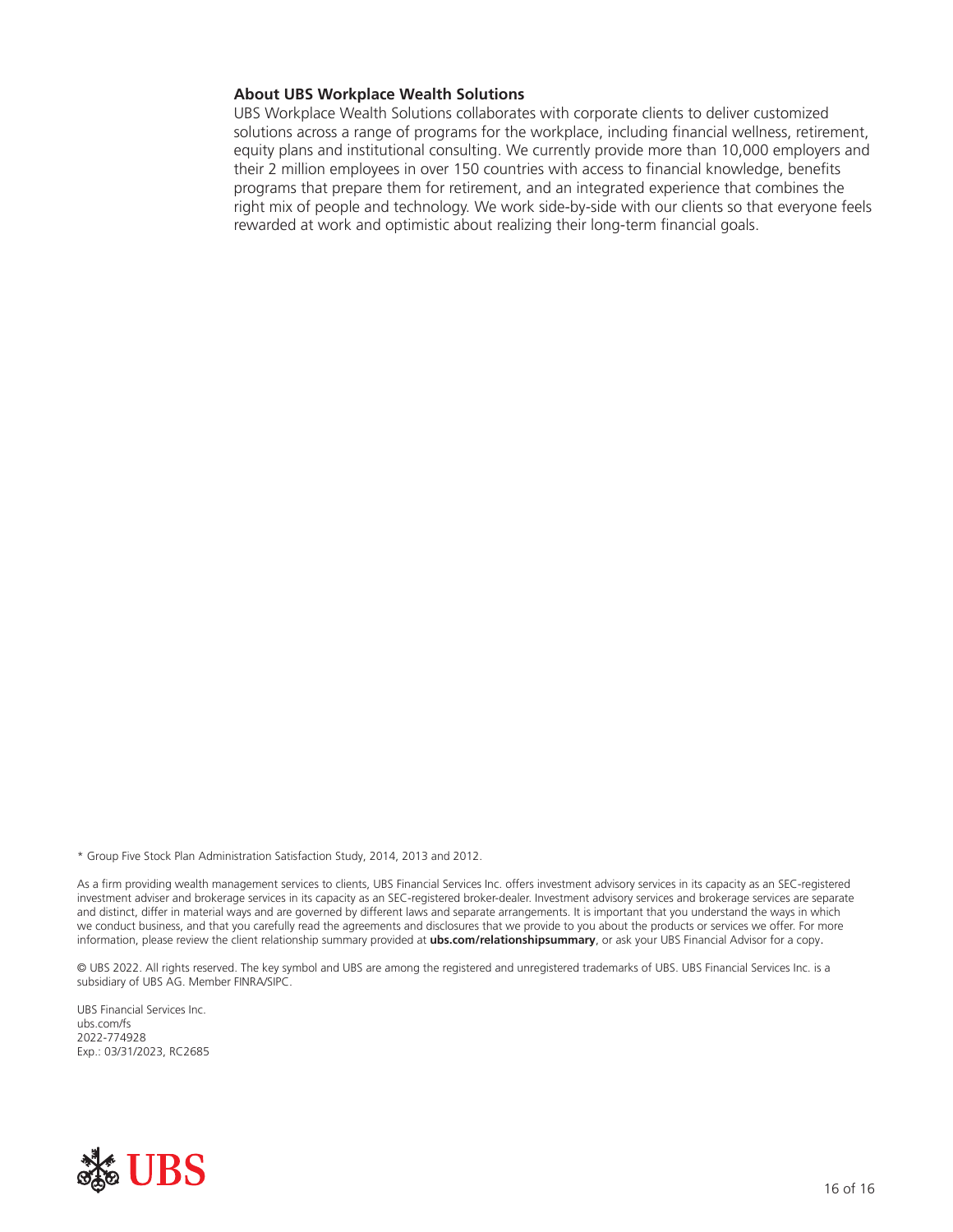**About UBS Workplace Wealth Solutions**

UBS Workplace Wealth Solutions collaborates with corporate clients to deliver customized solutions across a range of programs for the workplace, including financial wellness, retirement, equity plans and institutional consulting. We currently provide more than 10,000 employers and their 2 million employees in over 150 countries with access to financial knowledge, benefits programs that prepare them for retirement, and an integrated experience that combines the right mix of people and technology. We work side-by-side with our clients so that everyone feels rewarded at work and optimistic about realizing their long-term financial goals.

* Group Five Stock Plan Administration Satisfaction Study, 2014, 2013 and 2012.

As a firm providing wealth management services to clients, UBS Financial Services Inc. offers investment advisory services in its capacity as an SEC-registered investment adviser and brokerage services in its capacity as an SEC-registered broker-dealer. Investment advisory services and brokerage services are separate and distinct, differ in material ways and are governed by different laws and separate arrangements. It is important that you understand the ways in which we conduct business, and that you carefully read the agreements and disclosures that we provide to you about the products or services we offer. For more information, please review the client relationship summary provided at **ubs.com/relationshipsummary**, or ask your UBS Financial Advisor for a copy.

© UBS 2022. All rights reserved. The key symbol and UBS are among the registered and unregistered trademarks of UBS. UBS Financial Services Inc. is a subsidiary of UBS AG. Member FINRA/SIPC.

UBS Financial Services Inc.
ubs.com/fs
2022-774928
Exp.: 03/31/2023, RC2685

UBS